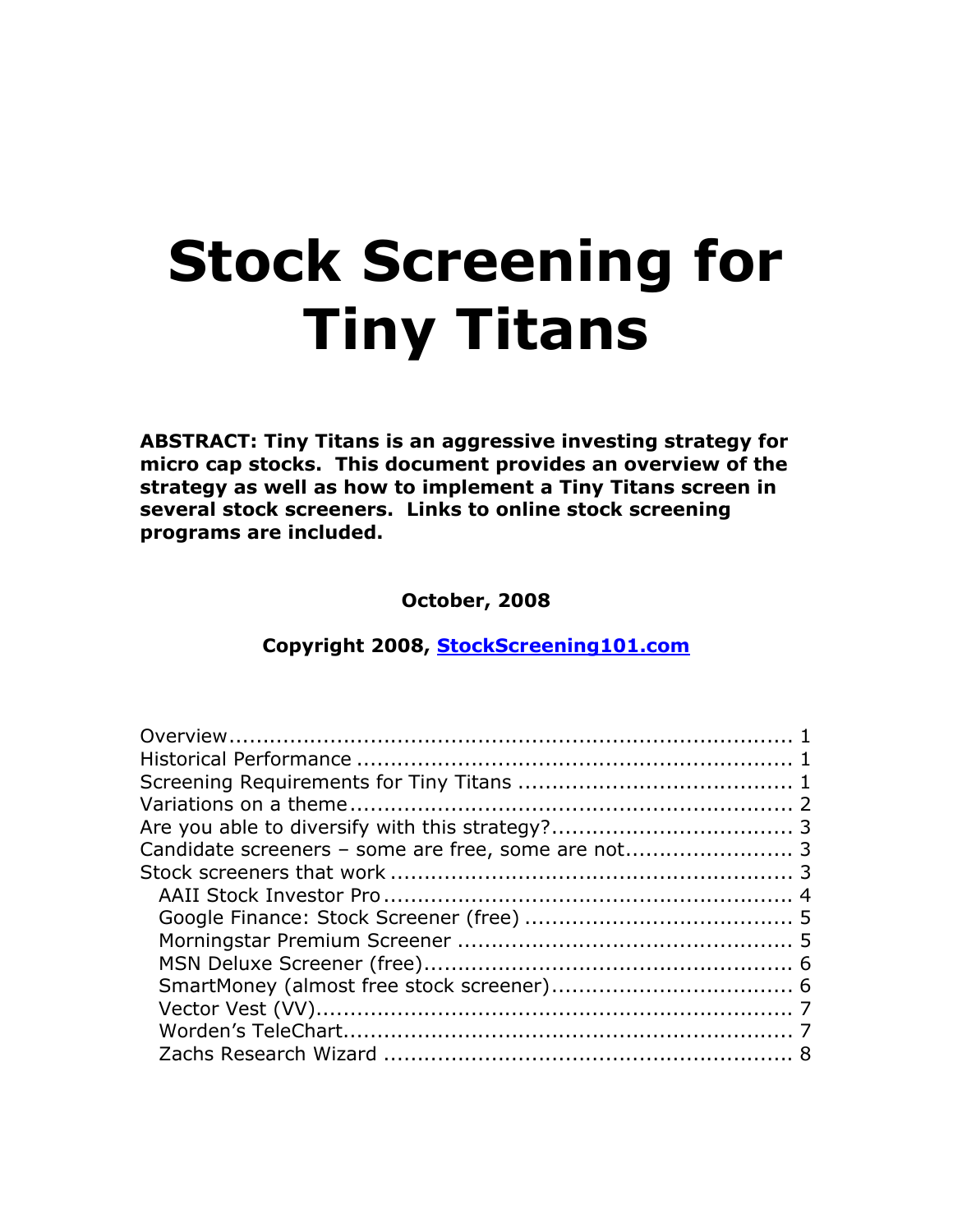# Stock Screening for Tiny Titans

**ABSTRACT: Tiny Titans is an aggressive investing strategy for micro cap stocks. This document provides an overview of the strategy as well as how to implement a Tiny Titans screen in several stock screeners. Links to online stock screening programs are included.**

**October, 2008**

**Copyright 2008, [StockScreening101.com](StockScreening101.com)**

- Overview .......... 1
- Historical Performance .......... 1
- Screening Requirements for Tiny Titans .......... 1
- Variations on a theme .......... 2
- Are you able to diversify with this strategy? .......... 3
- Candidate screeners – some are free, some are not .......... 3
- Stock screeners that work .......... 3
  - AAII Stock Investor Pro .......... 4
  - Google Finance: Stock Screener (free) .......... 5
  - Morningstar Premium Screener .......... 5
  - MSN Deluxe Screener (free) .......... 6
  - SmartMoney (almost free stock screener) .......... 6
  - Vector Vest (VV) .......... 7
  - Worden's TeleChart .......... 7
  - Zachs Research Wizard .......... 8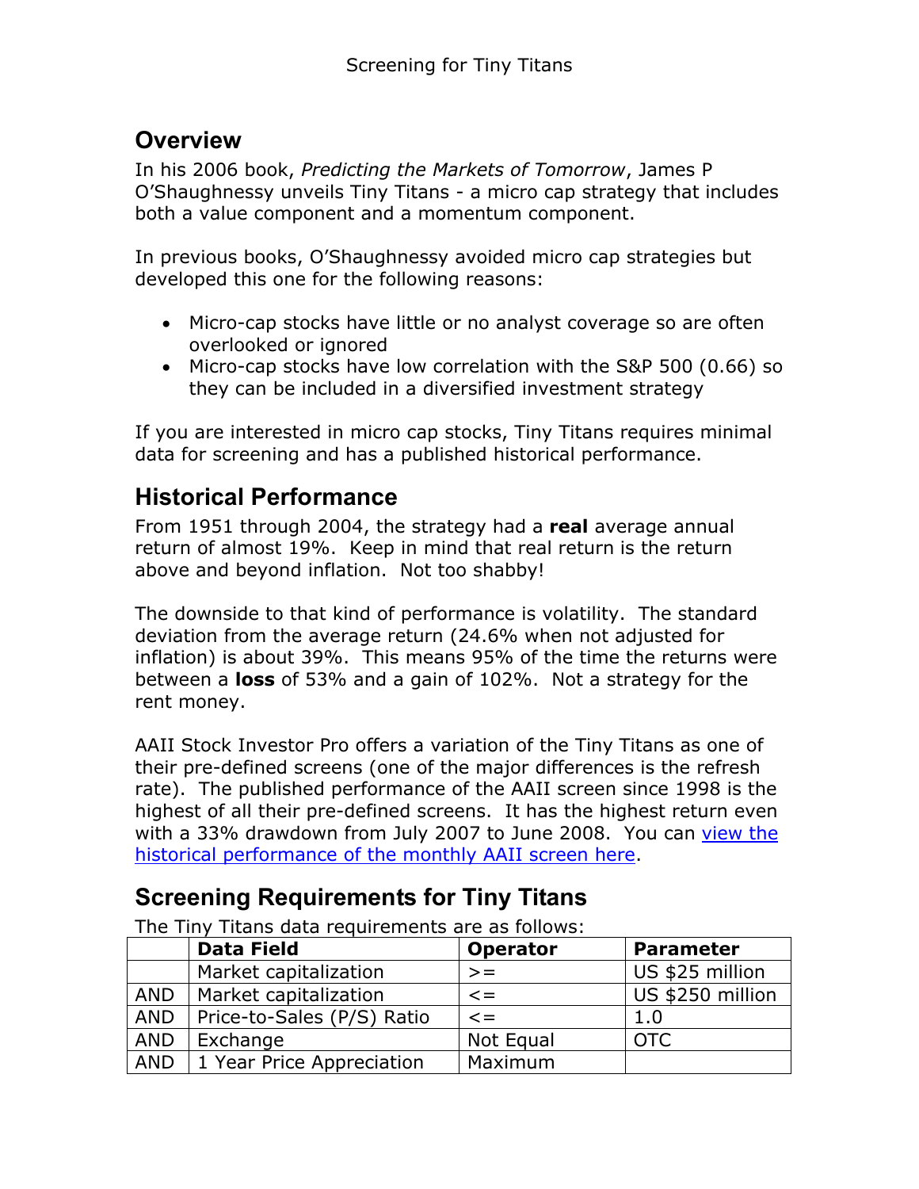## Overview

In his 2006 book, *Predicting the Markets of Tomorrow*, James P O'Shaughnessy unveils Tiny Titans - a micro cap strategy that includes both a value component and a momentum component.

In previous books, O'Shaughnessy avoided micro cap strategies but developed this one for the following reasons:

- Micro-cap stocks have little or no analyst coverage so are often overlooked or ignored
- Micro-cap stocks have low correlation with the S&P 500 (0.66) so they can be included in a diversified investment strategy

If you are interested in micro cap stocks, Tiny Titans requires minimal data for screening and has a published historical performance.

## Historical Performance

From 1951 through 2004, the strategy had a **real** average annual return of almost 19%. Keep in mind that real return is the return above and beyond inflation. Not too shabby!

The downside to that kind of performance is volatility. The standard deviation from the average return (24.6% when not adjusted for inflation) is about 39%. This means 95% of the time the returns were between a **loss** of 53% and a gain of 102%. Not a strategy for the rent money.

AAII Stock Investor Pro offers a variation of the Tiny Titans as one of their pre-defined screens (one of the major differences is the refresh rate). The published performance of the AAII screen since 1998 is the highest of all their pre-defined screens. It has the highest return even with a 33% drawdown from July 2007 to June 2008. You can [view the historical performance of the monthly AAII screen here](#).

## Screening Requirements for Tiny Titans

The Tiny Titans data requirements are as follows:

| | Data Field | Operator | Parameter |
|---|---|---|---|
| | Market capitalization | >= | US $25 million |
| AND | Market capitalization | <= | US $250 million |
| AND | Price-to-Sales (P/S) Ratio | <= | 1.0 |
| AND | Exchange | Not Equal | OTC |
| AND | 1 Year Price Appreciation | Maximum | |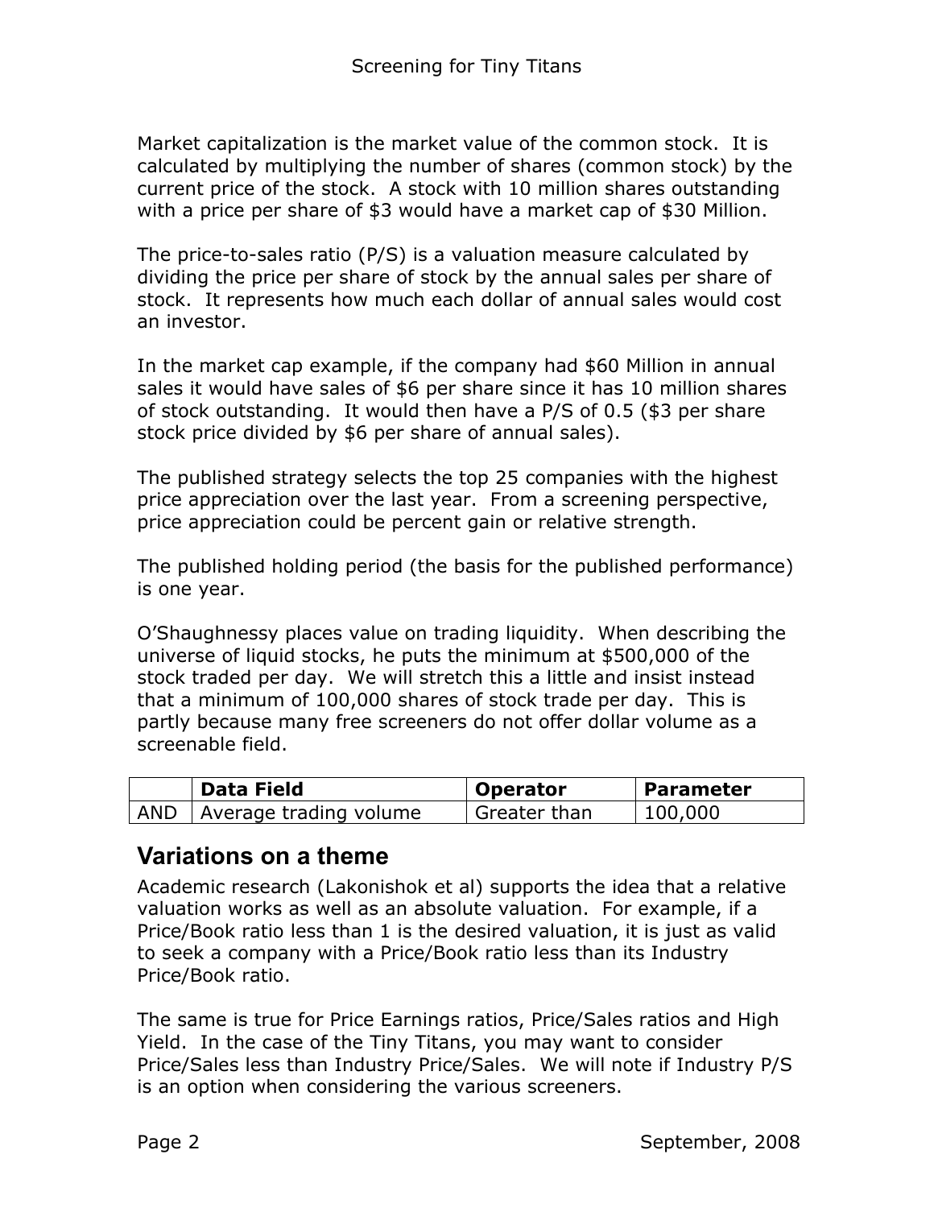Market capitalization is the market value of the common stock. It is calculated by multiplying the number of shares (common stock) by the current price of the stock. A stock with 10 million shares outstanding with a price per share of $3 would have a market cap of $30 Million.

The price-to-sales ratio (P/S) is a valuation measure calculated by dividing the price per share of stock by the annual sales per share of stock. It represents how much each dollar of annual sales would cost an investor.

In the market cap example, if the company had $60 Million in annual sales it would have sales of $6 per share since it has 10 million shares of stock outstanding. It would then have a P/S of 0.5 ($3 per share stock price divided by $6 per share of annual sales).

The published strategy selects the top 25 companies with the highest price appreciation over the last year. From a screening perspective, price appreciation could be percent gain or relative strength.

The published holding period (the basis for the published performance) is one year.

O'Shaughnessy places value on trading liquidity. When describing the universe of liquid stocks, he puts the minimum at $500,000 of the stock traded per day. We will stretch this a little and insist instead that a minimum of 100,000 shares of stock trade per day. This is partly because many free screeners do not offer dollar volume as a screenable field.

| | Data Field | Operator | Parameter |
|---|---|---|---|
| AND | Average trading volume | Greater than | 100,000 |

## Variations on a theme

Academic research (Lakonishok et al) supports the idea that a relative valuation works as well as an absolute valuation. For example, if a Price/Book ratio less than 1 is the desired valuation, it is just as valid to seek a company with a Price/Book ratio less than its Industry Price/Book ratio.

The same is true for Price Earnings ratios, Price/Sales ratios and High Yield. In the case of the Tiny Titans, you may want to consider Price/Sales less than Industry Price/Sales. We will note if Industry P/S is an option when considering the various screeners.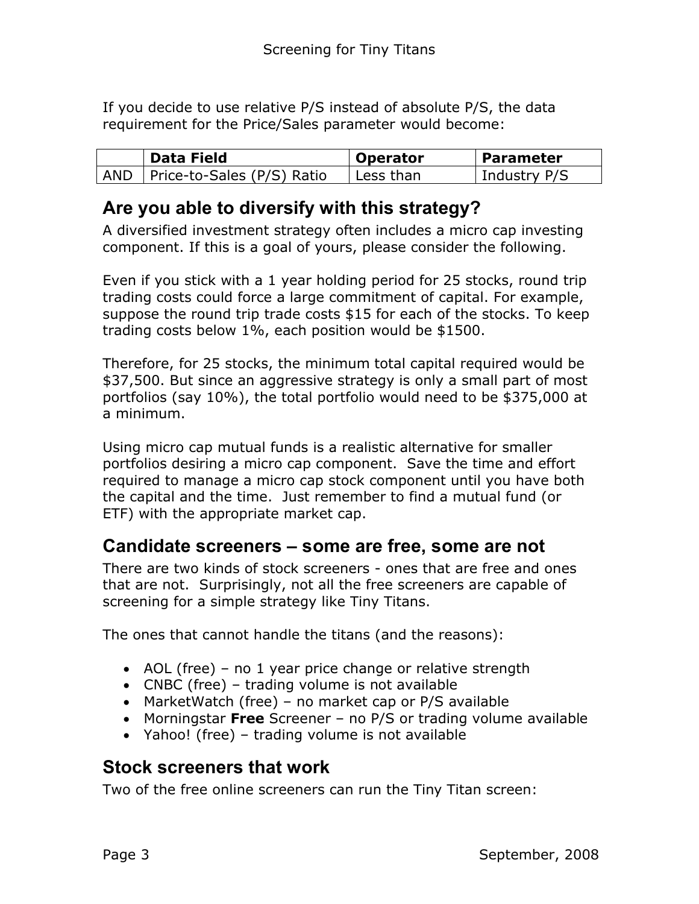If you decide to use relative P/S instead of absolute P/S, the data requirement for the Price/Sales parameter would become:

| | Data Field | Operator | Parameter |
|---|---|---|---|
| AND | Price-to-Sales (P/S) Ratio | Less than | Industry P/S |

## Are you able to diversify with this strategy?

A diversified investment strategy often includes a micro cap investing component. If this is a goal of yours, please consider the following.

Even if you stick with a 1 year holding period for 25 stocks, round trip trading costs could force a large commitment of capital. For example, suppose the round trip trade costs $15 for each of the stocks. To keep trading costs below 1%, each position would be $1500.

Therefore, for 25 stocks, the minimum total capital required would be $37,500. But since an aggressive strategy is only a small part of most portfolios (say 10%), the total portfolio would need to be $375,000 at a minimum.

Using micro cap mutual funds is a realistic alternative for smaller portfolios desiring a micro cap component. Save the time and effort required to manage a micro cap stock component until you have both the capital and the time. Just remember to find a mutual fund (or ETF) with the appropriate market cap.

## Candidate screeners – some are free, some are not

There are two kinds of stock screeners - ones that are free and ones that are not. Surprisingly, not all the free screeners are capable of screening for a simple strategy like Tiny Titans.

The ones that cannot handle the titans (and the reasons):

- AOL (free) – no 1 year price change or relative strength
- CNBC (free) – trading volume is not available
- MarketWatch (free) – no market cap or P/S available
- Morningstar **Free** Screener – no P/S or trading volume available
- Yahoo! (free) – trading volume is not available

## Stock screeners that work

Two of the free online screeners can run the Tiny Titan screen: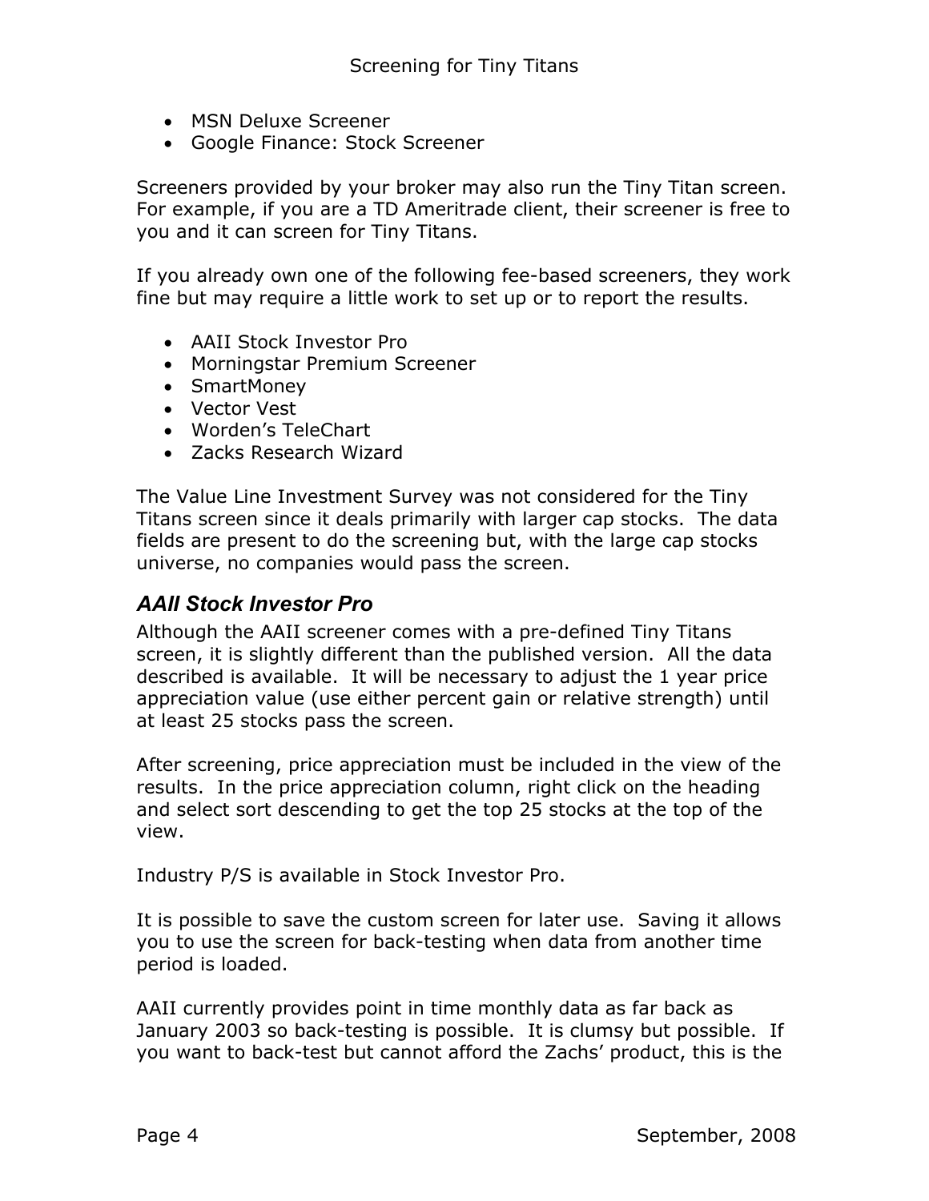- MSN Deluxe Screener
- Google Finance: Stock Screener

Screeners provided by your broker may also run the Tiny Titan screen. For example, if you are a TD Ameritrade client, their screener is free to you and it can screen for Tiny Titans.

If you already own one of the following fee-based screeners, they work fine but may require a little work to set up or to report the results.

- AAII Stock Investor Pro
- Morningstar Premium Screener
- SmartMoney
- Vector Vest
- Worden's TeleChart
- Zacks Research Wizard

The Value Line Investment Survey was not considered for the Tiny Titans screen since it deals primarily with larger cap stocks. The data fields are present to do the screening but, with the large cap stocks universe, no companies would pass the screen.

### AAII Stock Investor Pro

Although the AAII screener comes with a pre-defined Tiny Titans screen, it is slightly different than the published version. All the data described is available. It will be necessary to adjust the 1 year price appreciation value (use either percent gain or relative strength) until at least 25 stocks pass the screen.

After screening, price appreciation must be included in the view of the results. In the price appreciation column, right click on the heading and select sort descending to get the top 25 stocks at the top of the view.

Industry P/S is available in Stock Investor Pro.

It is possible to save the custom screen for later use. Saving it allows you to use the screen for back-testing when data from another time period is loaded.

AAII currently provides point in time monthly data as far back as January 2003 so back-testing is possible. It is clumsy but possible. If you want to back-test but cannot afford the Zachs' product, this is the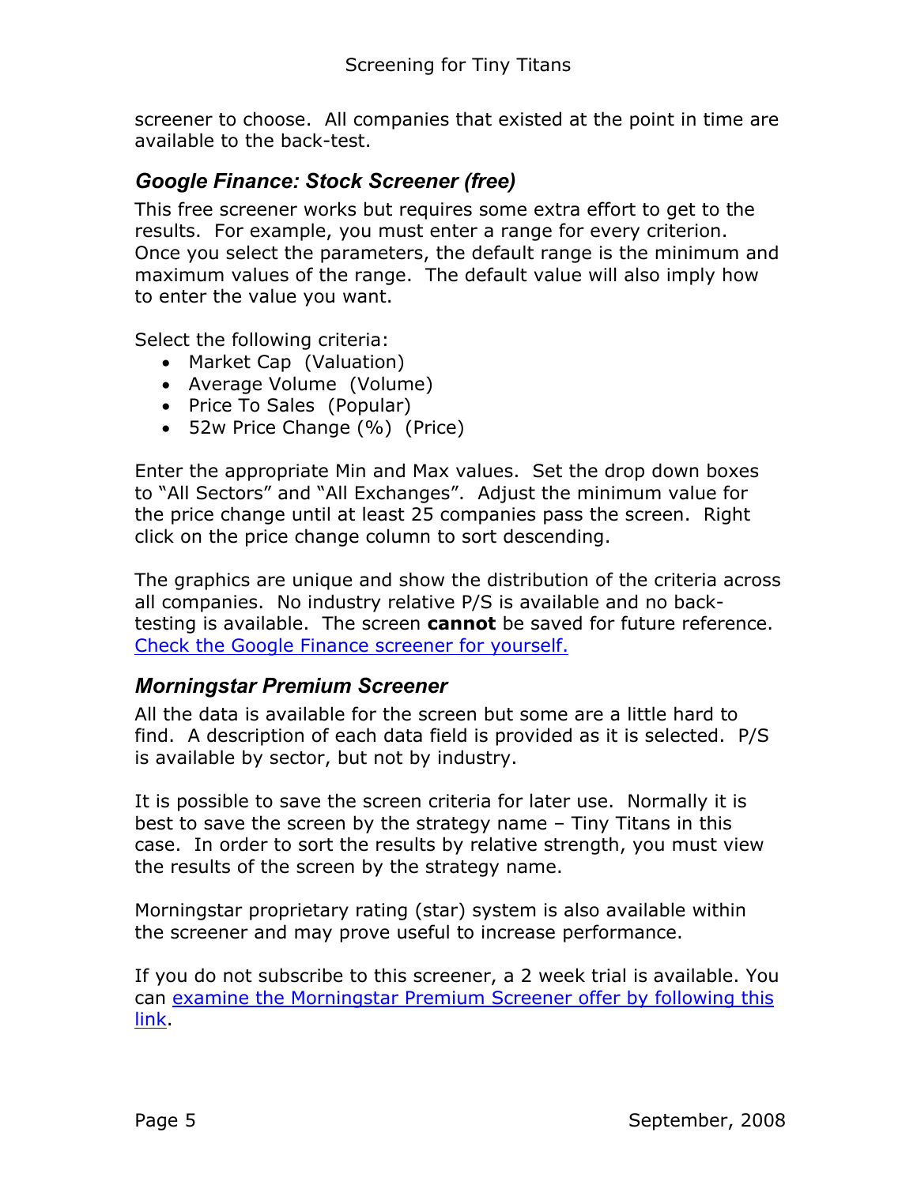screener to choose. All companies that existed at the point in time are available to the back-test.

### *Google Finance: Stock Screener (free)*

This free screener works but requires some extra effort to get to the results. For example, you must enter a range for every criterion. Once you select the parameters, the default range is the minimum and maximum values of the range. The default value will also imply how to enter the value you want.

Select the following criteria:

- Market Cap (Valuation)
- Average Volume (Volume)
- Price To Sales (Popular)
- 52w Price Change (%) (Price)

Enter the appropriate Min and Max values. Set the drop down boxes to "All Sectors" and "All Exchanges". Adjust the minimum value for the price change until at least 25 companies pass the screen. Right click on the price change column to sort descending.

The graphics are unique and show the distribution of the criteria across all companies. No industry relative P/S is available and no back-testing is available. The screen **cannot** be saved for future reference. Check the Google Finance screener for yourself.

### *Morningstar Premium Screener*

All the data is available for the screen but some are a little hard to find. A description of each data field is provided as it is selected. P/S is available by sector, but not by industry.

It is possible to save the screen criteria for later use. Normally it is best to save the screen by the strategy name – Tiny Titans in this case. In order to sort the results by relative strength, you must view the results of the screen by the strategy name.

Morningstar proprietary rating (star) system is also available within the screener and may prove useful to increase performance.

If you do not subscribe to this screener, a 2 week trial is available. You can examine the Morningstar Premium Screener offer by following this link.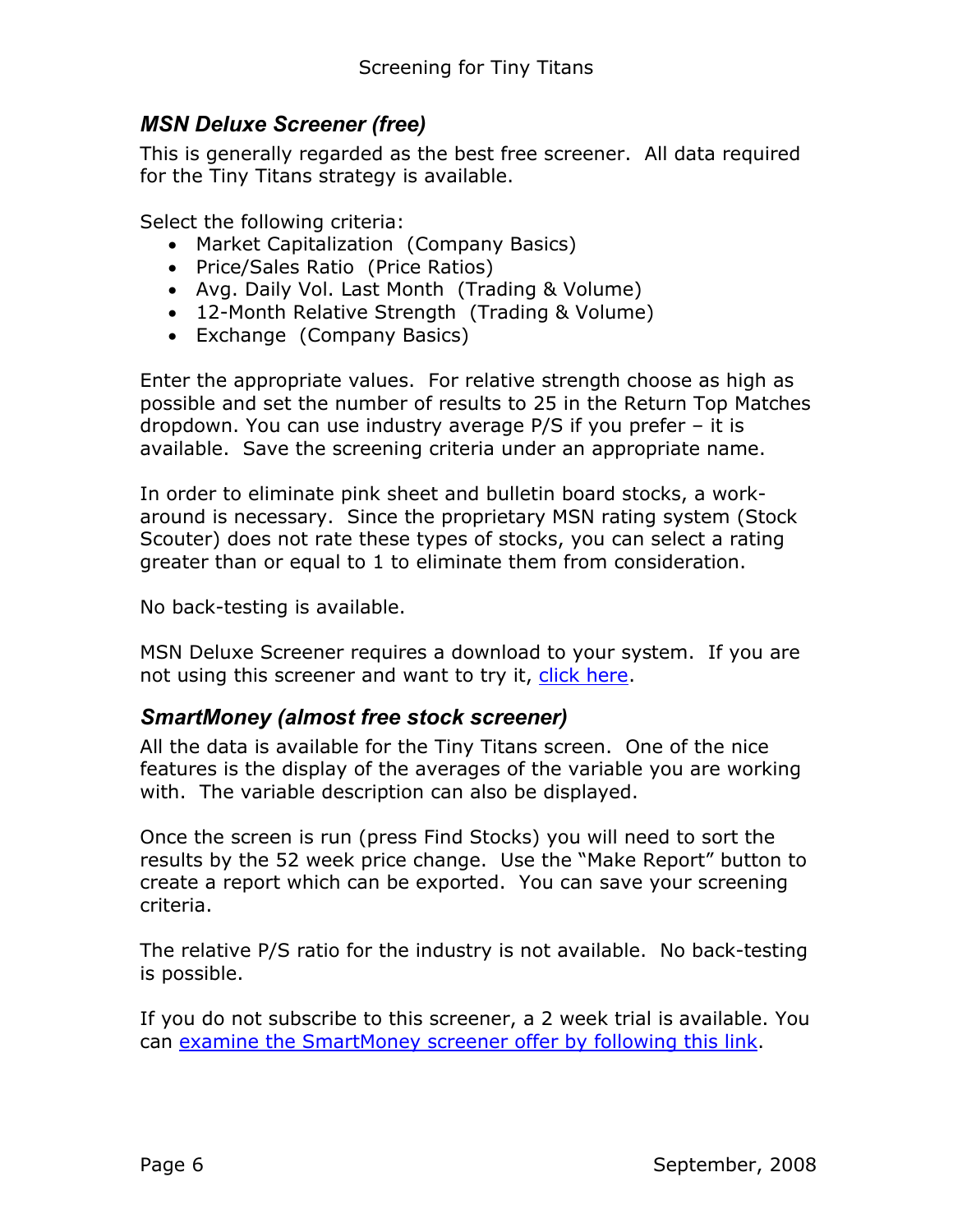### *MSN Deluxe Screener (free)*

This is generally regarded as the best free screener. All data required for the Tiny Titans strategy is available.

Select the following criteria:

- Market Capitalization (Company Basics)
- Price/Sales Ratio (Price Ratios)
- Avg. Daily Vol. Last Month (Trading & Volume)
- 12-Month Relative Strength (Trading & Volume)
- Exchange (Company Basics)

Enter the appropriate values. For relative strength choose as high as possible and set the number of results to 25 in the Return Top Matches dropdown. You can use industry average P/S if you prefer – it is available. Save the screening criteria under an appropriate name.

In order to eliminate pink sheet and bulletin board stocks, a work-around is necessary. Since the proprietary MSN rating system (Stock Scouter) does not rate these types of stocks, you can select a rating greater than or equal to 1 to eliminate them from consideration.

No back-testing is available.

MSN Deluxe Screener requires a download to your system. If you are not using this screener and want to try it, click here.

### *SmartMoney (almost free stock screener)*

All the data is available for the Tiny Titans screen. One of the nice features is the display of the averages of the variable you are working with. The variable description can also be displayed.

Once the screen is run (press Find Stocks) you will need to sort the results by the 52 week price change. Use the "Make Report" button to create a report which can be exported. You can save your screening criteria.

The relative P/S ratio for the industry is not available. No back-testing is possible.

If you do not subscribe to this screener, a 2 week trial is available. You can examine the SmartMoney screener offer by following this link.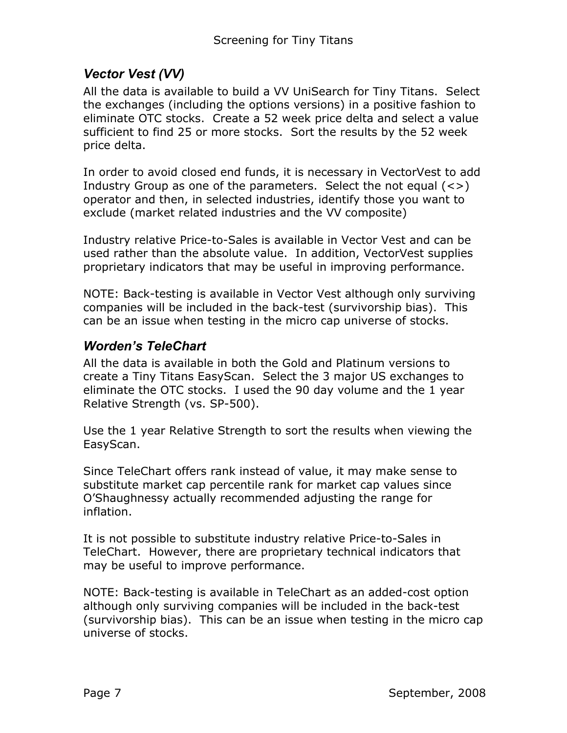### *Vector Vest (VV)*

All the data is available to build a VV UniSearch for Tiny Titans. Select the exchanges (including the options versions) in a positive fashion to eliminate OTC stocks. Create a 52 week price delta and select a value sufficient to find 25 or more stocks. Sort the results by the 52 week price delta.

In order to avoid closed end funds, it is necessary in VectorVest to add Industry Group as one of the parameters. Select the not equal (<>) operator and then, in selected industries, identify those you want to exclude (market related industries and the VV composite)

Industry relative Price-to-Sales is available in Vector Vest and can be used rather than the absolute value. In addition, VectorVest supplies proprietary indicators that may be useful in improving performance.

NOTE: Back-testing is available in Vector Vest although only surviving companies will be included in the back-test (survivorship bias). This can be an issue when testing in the micro cap universe of stocks.

### *Worden's TeleChart*

All the data is available in both the Gold and Platinum versions to create a Tiny Titans EasyScan. Select the 3 major US exchanges to eliminate the OTC stocks. I used the 90 day volume and the 1 year Relative Strength (vs. SP-500).

Use the 1 year Relative Strength to sort the results when viewing the EasyScan.

Since TeleChart offers rank instead of value, it may make sense to substitute market cap percentile rank for market cap values since O'Shaughnessy actually recommended adjusting the range for inflation.

It is not possible to substitute industry relative Price-to-Sales in TeleChart. However, there are proprietary technical indicators that may be useful to improve performance.

NOTE: Back-testing is available in TeleChart as an added-cost option although only surviving companies will be included in the back-test (survivorship bias). This can be an issue when testing in the micro cap universe of stocks.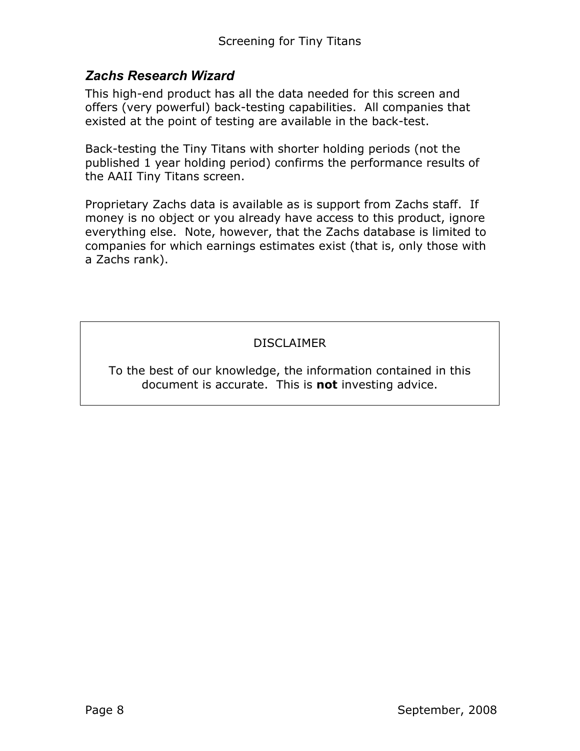### *Zachs Research Wizard*

This high-end product has all the data needed for this screen and offers (very powerful) back-testing capabilities. All companies that existed at the point of testing are available in the back-test.

Back-testing the Tiny Titans with shorter holding periods (not the published 1 year holding period) confirms the performance results of the AAII Tiny Titans screen.

Proprietary Zachs data is available as is support from Zachs staff. If money is no object or you already have access to this product, ignore everything else. Note, however, that the Zachs database is limited to companies for which earnings estimates exist (that is, only those with a Zachs rank).

DISCLAIMER

To the best of our knowledge, the information contained in this document is accurate. This is **not** investing advice.